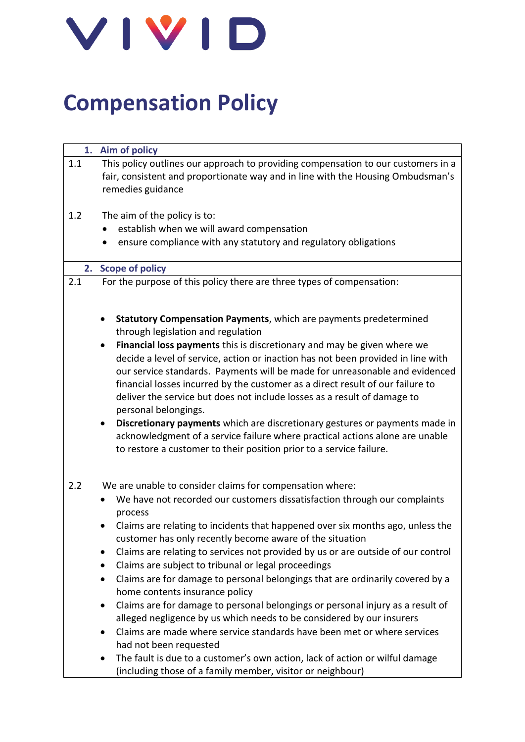VIVID

# Compentation Policy

## 1. Aim of policy

1.1 This policy outlines our approach to providing compensation to our customers in a fair, consistent and proportionate way and in line with the Housing Ombudsman's remedies guidance

1.2 The aim of the policy is to:

- establish when we will award compensation
- ensure compliance with any statutory and regulatory obligations

## 2. Scope of policy

2.1 For the purpose of this policy there are three types of compensation:

- **Statutory Compensation Payments**, which are payments predetermined through legislation and regulation
- **Financial loss payments** this is discretionary and may be given where we decide a level of service, action or inaction has not been provided in line with our service standards. Payments will be made for unreasonable and evidenced financial losses incurred by the customer as a direct result of our failure to deliver the service but does not include losses as a result of damage to personal belongings.
- **Discretionary payments** which are discretionary gestures or payments made in acknowledgment of a service failure where practical actions alone are unable to restore a customer to their position prior to a service failure.

2.2 We are unable to consider claims for compensation where:

- We have not recorded our customers dissatisfaction through our complaints process
- Claims are relating to incidents that happened over six months ago, unless the customer has only recently become aware of the situation
- Claims are relating to services not provided by us or are outside of our control
- Claims are subject to tribunal or legal proceedings
- Claims are for damage to personal belongings that are ordinarily covered by a home contents insurance policy
- Claims are for damage to personal belongings or personal injury as a result of alleged negligence by us which needs to be considered by our insurers
- Claims are made where service standards have been met or where services had not been requested
- The fault is due to a customer's own action, lack of action or wilful damage (including those of a family member, visitor or neighbour)

VIVID

# Compensation Policy

## 1. Aim of policy

1.1 This policy outlines our approach to providing compensation to our customers in a fair, consistent and proportionate way and in line with the Housing Ombudsman's remedies guidance

1.2 The aim of the policy is to:

- establish when we will award compensation
- ensure compliance with any statutory and regulatory obligations

## 2. Scope of policy

2.1 For the purpose of this policy there are three types of compensation:

- **Statutory Compensation Payments**, which are payments predetermined through legislation and regulation
- **Financial loss payments** this is discretionary and may be given where we decide a level of service, action or inaction has not been provided in line with our service standards. Payments will be made for unreasonable and evidenced financial losses incurred by the customer as a direct result of our failure to deliver the service but does not include losses as a result of damage to personal belongings.
- **Discretionary payments** which are discretionary gestures or payments made in acknowledgment of a service failure where practical actions alone are unable to restore a customer to their position prior to a service failure.

2.2 We are unable to consider claims for compensation where:

- We have not recorded our customers dissatisfaction through our complaints process
- Claims are relating to incidents that happened over six months ago, unless the customer has only recently become aware of the situation
- Claims are relating to services not provided by us or are outside of our control
- Claims are subject to tribunal or legal proceedings
- Claims are for damage to personal belongings that are ordinarily covered by a home contents insurance policy
- Claims are for damage to personal belongings or personal injury as a result of alleged negligence by us which needs to be considered by our insurers
- Claims are made where service standards have been met or where services had not been requested
- The fault is due to a customer's own action, lack of action or wilful damage (including those of a family member, visitor or neighbour)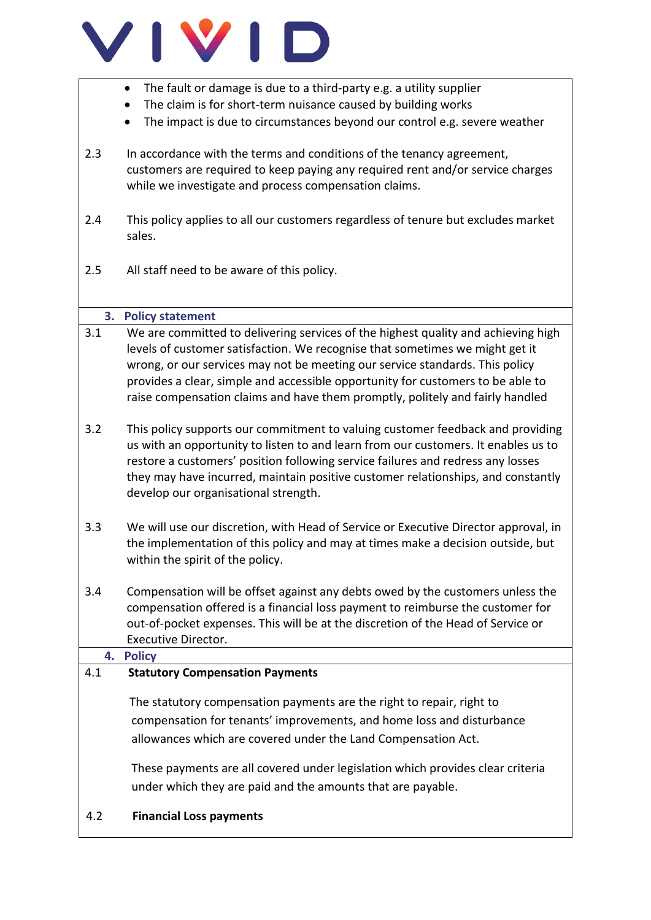- The fault or damage is due to a third-party e.g. a utility supplier
- The claim is for short-term nuisance caused by building works
- The impact is due to circumstances beyond our control e.g. severe weather

2.3 In accordance with the terms and conditions of the tenancy agreement, customers are required to keep paying any required rent and/or service charges while we investigate and process compensation claims.

2.4 This policy applies to all our customers regardless of tenure but excludes market sales.

2.5 All staff need to be aware of this policy.

## 3. Policy statement

3.1 We are committed to delivering services of the highest quality and achieving high levels of customer satisfaction. We recognise that sometimes we might get it wrong, or our services may not be meeting our service standards. This policy provides a clear, simple and accessible opportunity for customers to be able to raise compensation claims and have them promptly, politely and fairly handled

3.2 This policy supports our commitment to valuing customer feedback and providing us with an opportunity to listen to and learn from our customers. It enables us to restore a customers' position following service failures and redress any losses they may have incurred, maintain positive customer relationships, and constantly develop our organisational strength.

3.3 We will use our discretion, with Head of Service or Executive Director approval, in the implementation of this policy and may at times make a decision outside, but within the spirit of the policy.

3.4 Compensation will be offset against any debts owed by the customers unless the compensation offered is a financial loss payment to reimburse the customer for out-of-pocket expenses. This will be at the discretion of the Head of Service or Executive Director.

## 4. Policy

4.1 **Statutory Compensation Payments**

The statutory compensation payments are the right to repair, right to compensation for tenants' improvements, and home loss and disturbance allowances which are covered under the Land Compensation Act.

These payments are all covered under legislation which provides clear criteria under which they are paid and the amounts that are payable.

4.2 **Financial Loss payments**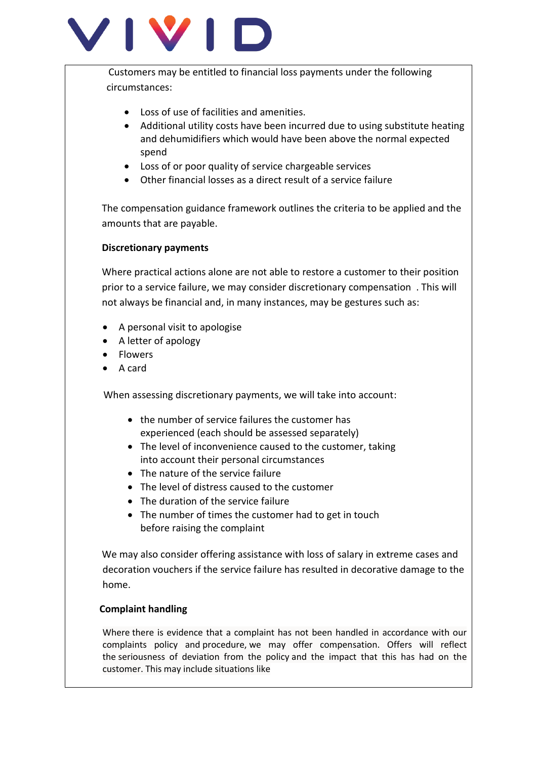Customers may be entitled to financial loss payments under the following circumstances:

- Loss of use of facilities and amenities.
- Additional utility costs have been incurred due to using substitute heating and dehumidifiers which would have been above the normal expected spend
- Loss of or poor quality of service chargeable services
- Other financial losses as a direct result of a service failure

The compensation guidance framework outlines the criteria to be applied and the amounts that are payable.

**Discretionary payments**

Where practical actions alone are not able to restore a customer to their position prior to a service failure, we may consider discretionary compensation . This will not always be financial and, in many instances, may be gestures such as:

- A personal visit to apologise
- A letter of apology
- Flowers
- A card

When assessing discretionary payments, we will take into account:

- the number of service failures the customer has experienced (each should be assessed separately)
- The level of inconvenience caused to the customer, taking into account their personal circumstances
- The nature of the service failure
- The level of distress caused to the customer
- The duration of the service failure
- The number of times the customer had to get in touch before raising the complaint

We may also consider offering assistance with loss of salary in extreme cases and decoration vouchers if the service failure has resulted in decorative damage to the home.

**Complaint handling**

Where there is evidence that a complaint has not been handled in accordance with our complaints policy and procedure, we may offer compensation. Offers will reflect the seriousness of deviation from the policy and the impact that this has had on the customer. This may include situations like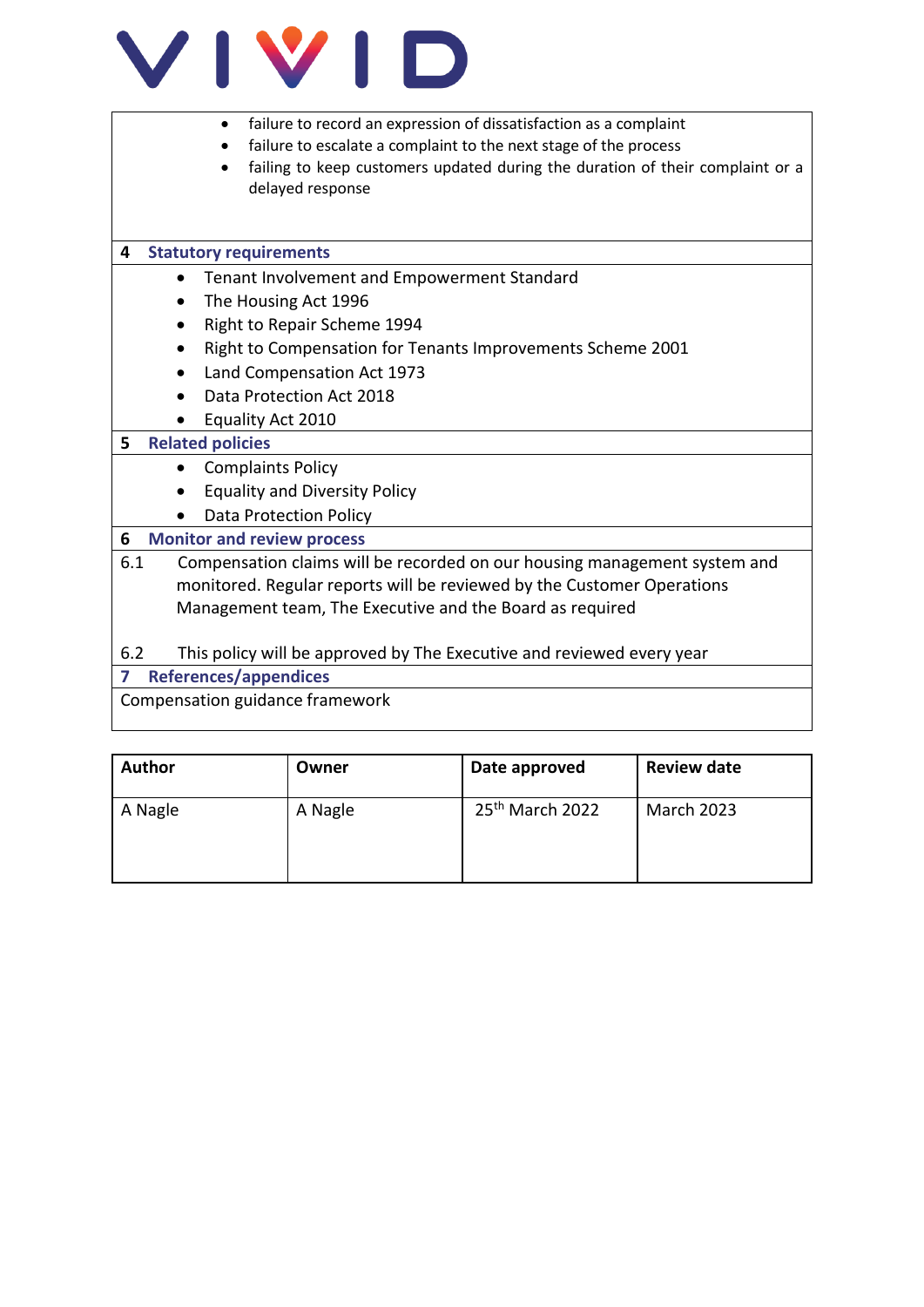- failure to record an expression of dissatisfaction as a complaint
- failure to escalate a complaint to the next stage of the process
- failing to keep customers updated during the duration of their complaint or a delayed response

## 4 Statutory requirements

- Tenant Involvement and Empowerment Standard
- The Housing Act 1996
- Right to Repair Scheme 1994
- Right to Compensation for Tenants Improvements Scheme 2001
- Land Compensation Act 1973
- Data Protection Act 2018
- Equality Act 2010

## 5 Related policies

- Complaints Policy
- Equality and Diversity Policy
- Data Protection Policy

## 6 Monitor and review process

6.1 Compensation claims will be recorded on our housing management system and monitored. Regular reports will be reviewed by the Customer Operations Management team, The Executive and the Board as required

6.2 This policy will be approved by The Executive and reviewed every year

## 7 References/appendices

Compensation guidance framework

| Author | Owner | Date approved | Review date |
|---|---|---|---|
| A Nagle | A Nagle | 25th March 2022 | March 2023 |